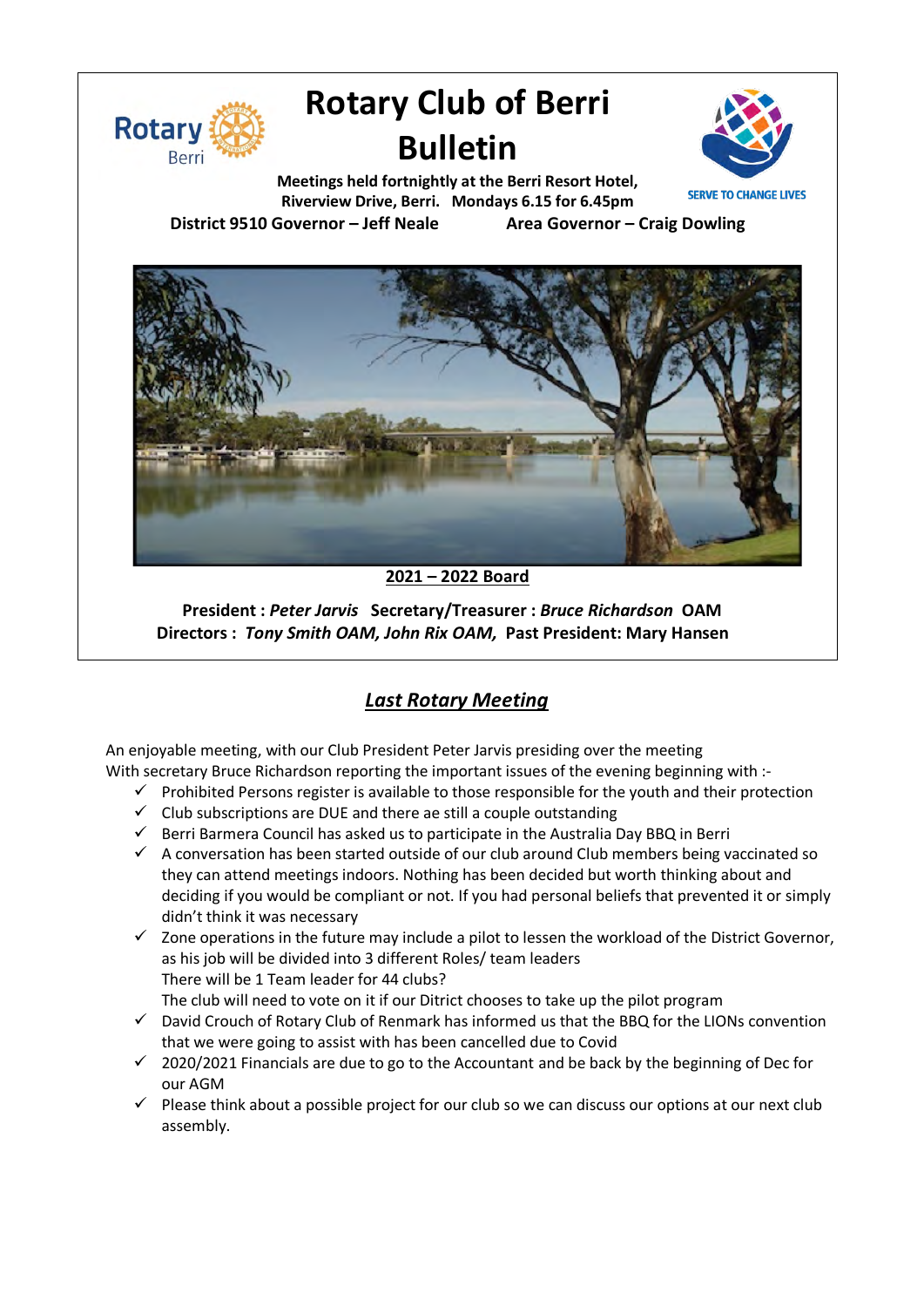# Rotary Club of Berri Bulletin

**Meetings held fortnightly at the Berri Resort Hotel, Riverview Drive, Berri. Mondays 6.15 for 6.45pm**

**District 9510 Governor – Jeff Neale** **Area Governor – Craig Dowling**

**2021 – 2022 Board**

**President :** ***Peter Jarvis*** **Secretary/Treasurer :** ***Bruce Richardson*** **OAM**
**Directors :** ***Tony Smith OAM, John Rix OAM,*** **Past President: Mary Hansen**

## *Last Rotary Meeting*

An enjoyable meeting, with our Club President Peter Jarvis presiding over the meeting
With secretary Bruce Richardson reporting the important issues of the evening beginning with :-

- ✓ Prohibited Persons register is available to those responsible for the youth and their protection
- ✓ Club subscriptions are DUE and there ae still a couple outstanding
- ✓ Berri Barmera Council has asked us to participate in the Australia Day BBQ in Berri
- ✓ A conversation has been started outside of our club around Club members being vaccinated so they can attend meetings indoors. Nothing has been decided but worth thinking about and deciding if you would be compliant or not. If you had personal beliefs that prevented it or simply didn't think it was necessary
- ✓ Zone operations in the future may include a pilot to lessen the workload of the District Governor, as his job will be divided into 3 different Roles/ team leaders
  There will be 1 Team leader for 44 clubs?
  The club will need to vote on it if our Ditrict chooses to take up the pilot program
- ✓ David Crouch of Rotary Club of Renmark has informed us that the BBQ for the LIONs convention that we were going to assist with has been cancelled due to Covid
- ✓ 2020/2021 Financials are due to go to the Accountant and be back by the beginning of Dec for our AGM
- ✓ Please think about a possible project for our club so we can discuss our options at our next club assembly.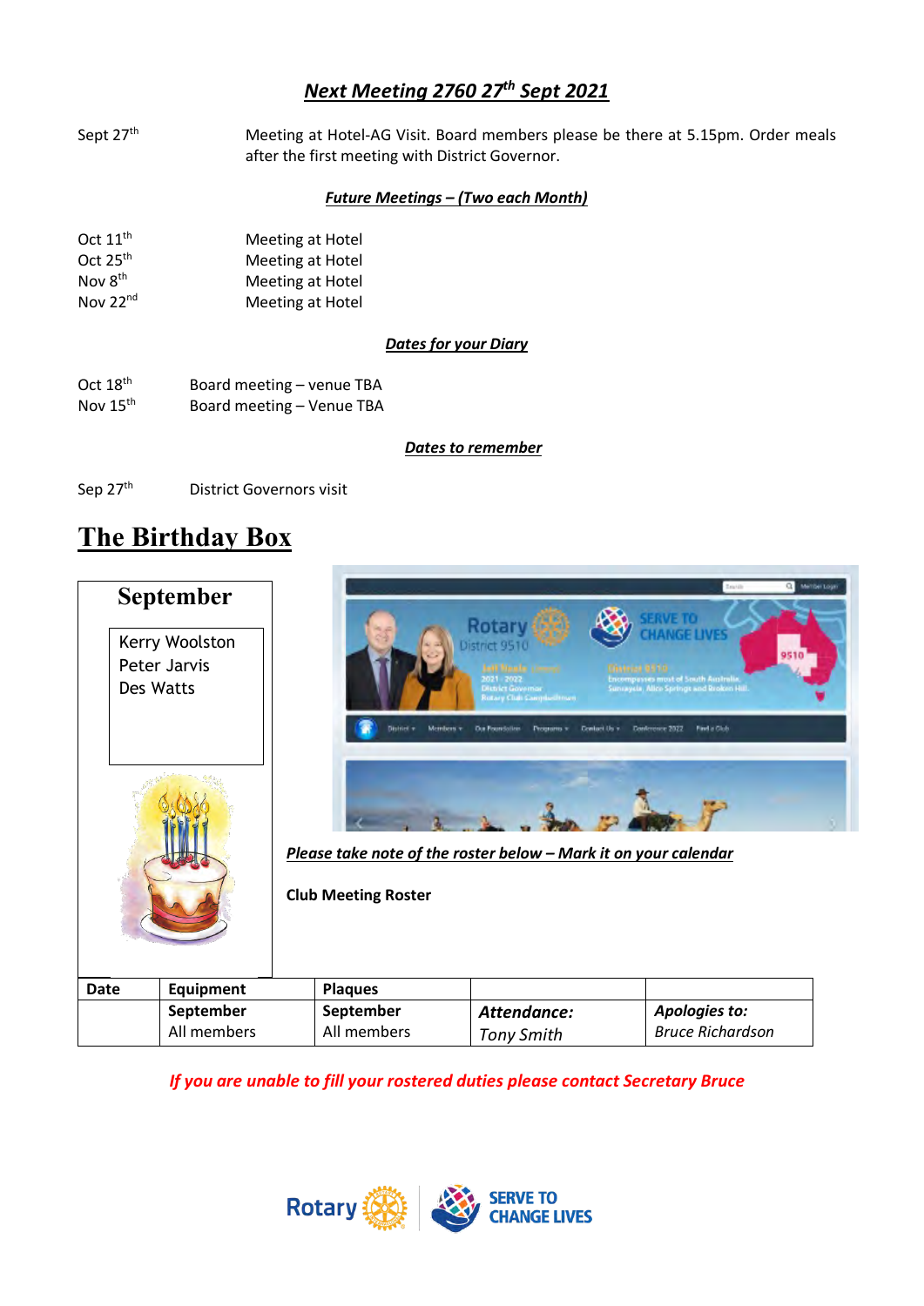## ***Next Meeting 2760 27th Sept 2021***

Sept 27th — Meeting at Hotel-AG Visit. Board members please be there at 5.15pm. Order meals after the first meeting with District Governor.

***Future Meetings – (Two each Month)***

Oct 11th — Meeting at Hotel
Oct 25th — Meeting at Hotel
Nov 8th — Meeting at Hotel
Nov 22nd — Meeting at Hotel

***Dates for your Diary***

Oct 18th — Board meeting – venue TBA
Nov 15th — Board meeting – Venue TBA

***Dates to remember***

Sep 27th — District Governors visit

# The Birthday Box

**September**

Kerry Woolston
Peter Jarvis
Des Watts

***Please take note of the roster below – Mark it on your calendar***

**Club Meeting Roster**

| Date | Equipment | Plaques | | |
|---|---|---|---|---|
| | **September** All members | **September** All members | ***Attendance:*** *Tony Smith* | ***Apologies to:*** *Bruce Richardson* |

***If you are unable to fill your rostered duties please contact Secretary Bruce***